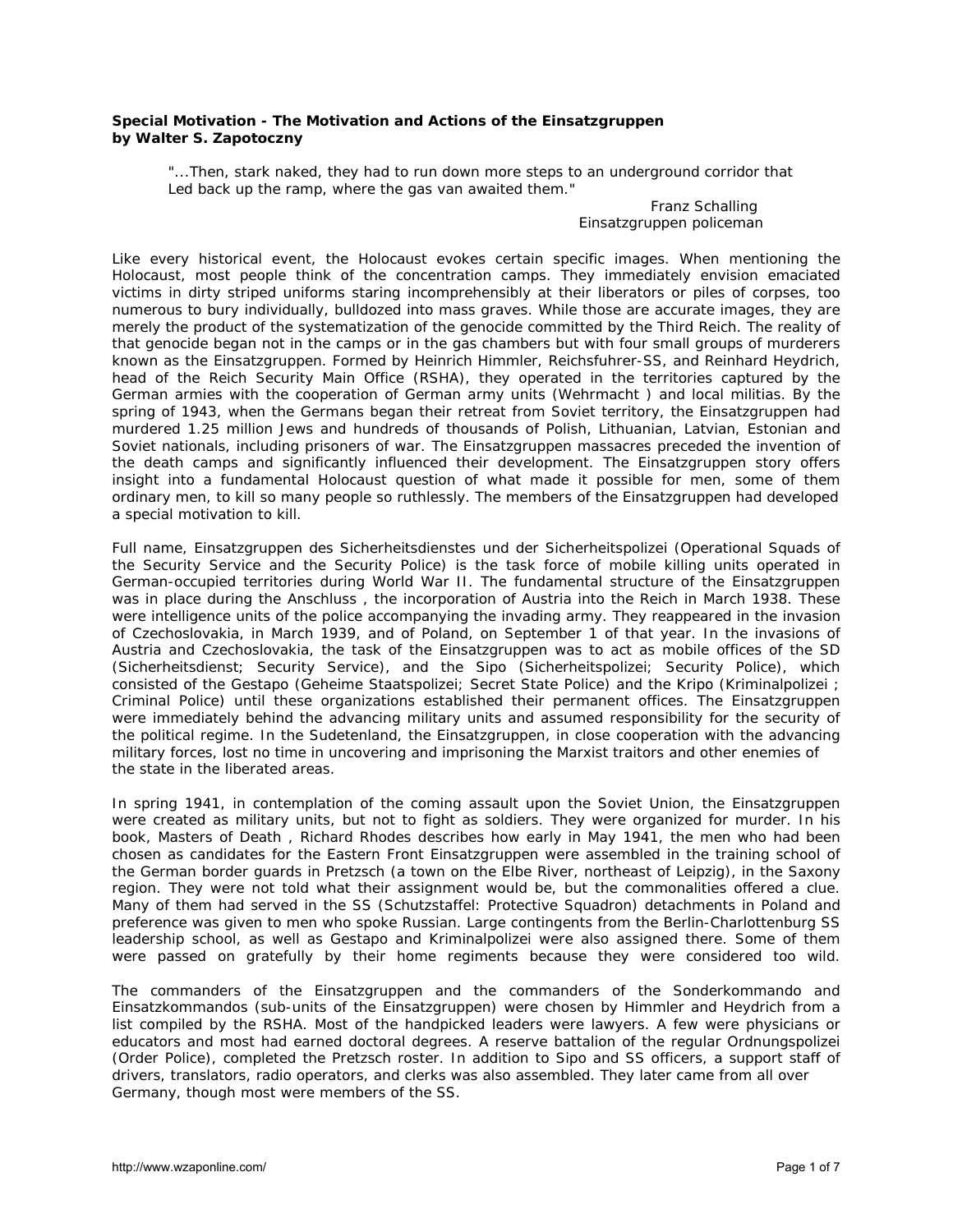**Special Motivation - The Motivation and Actions of the Einsatzgruppen**
**by Walter S. Zapotoczny**

> "...Then, stark naked, they had to run down more steps to an underground corridor that Led back up the ramp, where the gas van awaited them."
>
> Franz Schalling
> Einsatzgruppen policeman

Like every historical event, the Holocaust evokes certain specific images. When mentioning the Holocaust, most people think of the concentration camps. They immediately envision emaciated victims in dirty striped uniforms staring incomprehensibly at their liberators or piles of corpses, too numerous to bury individually, bulldozed into mass graves. While those are accurate images, they are merely the product of the systematization of the genocide committed by the Third Reich. The reality of that genocide began not in the camps or in the gas chambers but with four small groups of murderers known as the Einsatzgruppen. Formed by Heinrich Himmler, Reichsfuhrer-SS, and Reinhard Heydrich, head of the Reich Security Main Office (RSHA), they operated in the territories captured by the German armies with the cooperation of German army units (Wehrmacht ) and local militias. By the spring of 1943, when the Germans began their retreat from Soviet territory, the Einsatzgruppen had murdered 1.25 million Jews and hundreds of thousands of Polish, Lithuanian, Latvian, Estonian and Soviet nationals, including prisoners of war. The Einsatzgruppen massacres preceded the invention of the death camps and significantly influenced their development. The Einsatzgruppen story offers insight into a fundamental Holocaust question of what made it possible for men, some of them ordinary men, to kill so many people so ruthlessly. The members of the Einsatzgruppen had developed a special motivation to kill.

Full name, Einsatzgruppen des Sicherheitsdienstes und der Sicherheitspolizei (Operational Squads of the Security Service and the Security Police) is the task force of mobile killing units operated in German-occupied territories during World War II. The fundamental structure of the Einsatzgruppen was in place during the Anschluss , the incorporation of Austria into the Reich in March 1938. These were intelligence units of the police accompanying the invading army. They reappeared in the invasion of Czechoslovakia, in March 1939, and of Poland, on September 1 of that year. In the invasions of Austria and Czechoslovakia, the task of the Einsatzgruppen was to act as mobile offices of the SD (Sicherheitsdienst; Security Service), and the Sipo (Sicherheitspolizei; Security Police), which consisted of the Gestapo (Geheime Staatspolizei; Secret State Police) and the Kripo (Kriminalpolizei ; Criminal Police) until these organizations established their permanent offices. The Einsatzgruppen were immediately behind the advancing military units and assumed responsibility for the security of the political regime. In the Sudetenland, the Einsatzgruppen, in close cooperation with the advancing military forces, lost no time in uncovering and imprisoning the Marxist traitors and other enemies of the state in the liberated areas.

In spring 1941, in contemplation of the coming assault upon the Soviet Union, the Einsatzgruppen were created as military units, but not to fight as soldiers. They were organized for murder. In his book, Masters of Death , Richard Rhodes describes how early in May 1941, the men who had been chosen as candidates for the Eastern Front Einsatzgruppen were assembled in the training school of the German border guards in Pretzsch (a town on the Elbe River, northeast of Leipzig), in the Saxony region. They were not told what their assignment would be, but the commonalities offered a clue. Many of them had served in the SS (Schutzstaffel: Protective Squadron) detachments in Poland and preference was given to men who spoke Russian. Large contingents from the Berlin-Charlottenburg SS leadership school, as well as Gestapo and Kriminalpolizei were also assigned there. Some of them were passed on gratefully by their home regiments because they were considered too wild.

The commanders of the Einsatzgruppen and the commanders of the Sonderkommando and Einsatzkommandos (sub-units of the Einsatzgruppen) were chosen by Himmler and Heydrich from a list compiled by the RSHA. Most of the handpicked leaders were lawyers. A few were physicians or educators and most had earned doctoral degrees. A reserve battalion of the regular Ordnungspolizei (Order Police), completed the Pretzsch roster. In addition to Sipo and SS officers, a support staff of drivers, translators, radio operators, and clerks was also assembled. They later came from all over Germany, though most were members of the SS.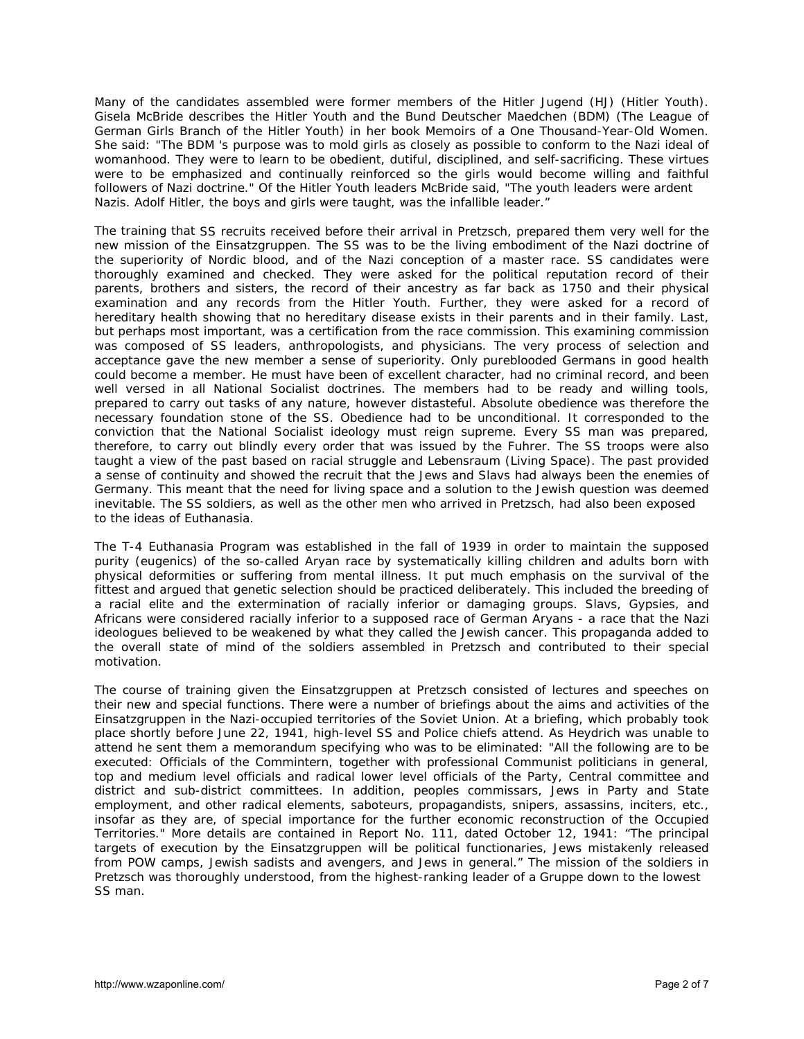Many of the candidates assembled were former members of the Hitler Jugend (HJ) (Hitler Youth). Gisela McBride describes the Hitler Youth and the Bund Deutscher Maedchen (BDM) (The League of German Girls Branch of the Hitler Youth) in her book Memoirs of a One Thousand-Year-Old Women. She said: "The BDM 's purpose was to mold girls as closely as possible to conform to the Nazi ideal of womanhood. They were to learn to be obedient, dutiful, disciplined, and self-sacrificing. These virtues were to be emphasized and continually reinforced so the girls would become willing and faithful followers of Nazi doctrine." Of the Hitler Youth leaders McBride said, "The youth leaders were ardent Nazis. Adolf Hitler, the boys and girls were taught, was the infallible leader."

The training that SS recruits received before their arrival in Pretzsch, prepared them very well for the new mission of the Einsatzgruppen. The SS was to be the living embodiment of the Nazi doctrine of the superiority of Nordic blood, and of the Nazi conception of a master race. SS candidates were thoroughly examined and checked. They were asked for the political reputation record of their parents, brothers and sisters, the record of their ancestry as far back as 1750 and their physical examination and any records from the Hitler Youth. Further, they were asked for a record of hereditary health showing that no hereditary disease exists in their parents and in their family. Last, but perhaps most important, was a certification from the race commission. This examining commission was composed of SS leaders, anthropologists, and physicians. The very process of selection and acceptance gave the new member a sense of superiority. Only pureblooded Germans in good health could become a member. He must have been of excellent character, had no criminal record, and been well versed in all National Socialist doctrines. The members had to be ready and willing tools, prepared to carry out tasks of any nature, however distasteful. Absolute obedience was therefore the necessary foundation stone of the SS. Obedience had to be unconditional. It corresponded to the conviction that the National Socialist ideology must reign supreme. Every SS man was prepared, therefore, to carry out blindly every order that was issued by the Fuhrer. The SS troops were also taught a view of the past based on racial struggle and Lebensraum (Living Space). The past provided a sense of continuity and showed the recruit that the Jews and Slavs had always been the enemies of Germany. This meant that the need for living space and a solution to the Jewish question was deemed inevitable. The SS soldiers, as well as the other men who arrived in Pretzsch, had also been exposed to the ideas of Euthanasia.

The T-4 Euthanasia Program was established in the fall of 1939 in order to maintain the supposed purity (eugenics) of the so-called Aryan race by systematically killing children and adults born with physical deformities or suffering from mental illness. It put much emphasis on the survival of the fittest and argued that genetic selection should be practiced deliberately. This included the breeding of a racial elite and the extermination of racially inferior or damaging groups. Slavs, Gypsies, and Africans were considered racially inferior to a supposed race of German Aryans - a race that the Nazi ideologues believed to be weakened by what they called the Jewish cancer. This propaganda added to the overall state of mind of the soldiers assembled in Pretzsch and contributed to their special motivation.

The course of training given the Einsatzgruppen at Pretzsch consisted of lectures and speeches on their new and special functions. There were a number of briefings about the aims and activities of the Einsatzgruppen in the Nazi-occupied territories of the Soviet Union. At a briefing, which probably took place shortly before June 22, 1941, high-level SS and Police chiefs attend. As Heydrich was unable to attend he sent them a memorandum specifying who was to be eliminated: "All the following are to be executed: Officials of the Commintern, together with professional Communist politicians in general, top and medium level officials and radical lower level officials of the Party, Central committee and district and sub-district committees. In addition, peoples commissars, Jews in Party and State employment, and other radical elements, saboteurs, propagandists, snipers, assassins, inciters, etc., insofar as they are, of special importance for the further economic reconstruction of the Occupied Territories." More details are contained in Report No. 111, dated October 12, 1941: "The principal targets of execution by the Einsatzgruppen will be political functionaries, Jews mistakenly released from POW camps, Jewish sadists and avengers, and Jews in general." The mission of the soldiers in Pretzsch was thoroughly understood, from the highest-ranking leader of a Gruppe down to the lowest SS man.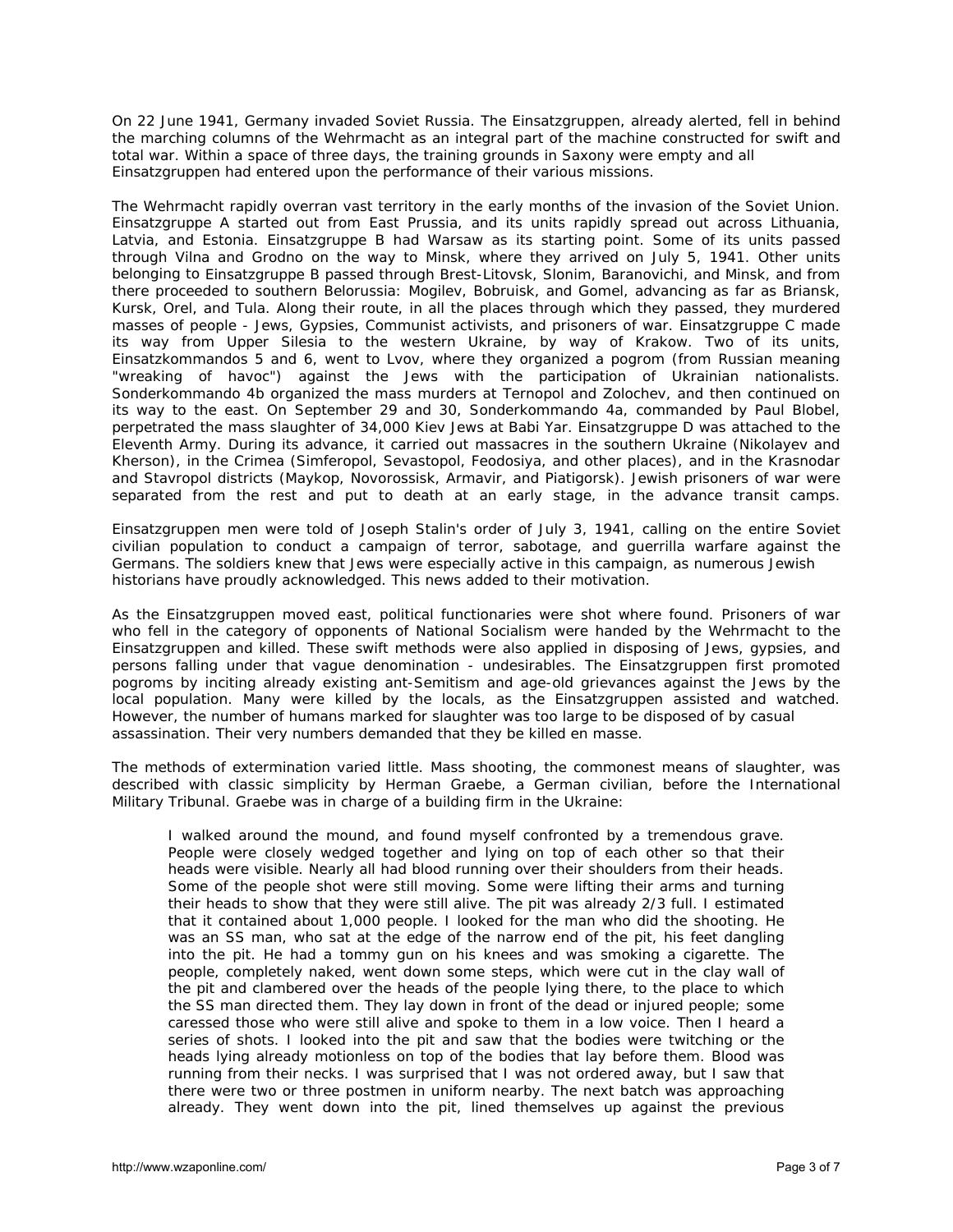On 22 June 1941, Germany invaded Soviet Russia. The Einsatzgruppen, already alerted, fell in behind the marching columns of the Wehrmacht as an integral part of the machine constructed for swift and total war. Within a space of three days, the training grounds in Saxony were empty and all Einsatzgruppen had entered upon the performance of their various missions.

The Wehrmacht rapidly overran vast territory in the early months of the invasion of the Soviet Union. Einsatzgruppe A started out from East Prussia, and its units rapidly spread out across Lithuania, Latvia, and Estonia. Einsatzgruppe B had Warsaw as its starting point. Some of its units passed through Vilna and Grodno on the way to Minsk, where they arrived on July 5, 1941. Other units belonging to Einsatzgruppe B passed through Brest-Litovsk, Slonim, Baranovichi, and Minsk, and from there proceeded to southern Belorussia: Mogilev, Bobruisk, and Gomel, advancing as far as Briansk, Kursk, Orel, and Tula. Along their route, in all the places through which they passed, they murdered masses of people - Jews, Gypsies, Communist activists, and prisoners of war. Einsatzgruppe C made its way from Upper Silesia to the western Ukraine, by way of Krakow. Two of its units, Einsatzkommandos 5 and 6, went to Lvov, where they organized a pogrom (from Russian meaning "wreaking of havoc") against the Jews with the participation of Ukrainian nationalists. Sonderkommando 4b organized the mass murders at Ternopol and Zolochev, and then continued on its way to the east. On September 29 and 30, Sonderkommando 4a, commanded by Paul Blobel, perpetrated the mass slaughter of 34,000 Kiev Jews at Babi Yar. Einsatzgruppe D was attached to the Eleventh Army. During its advance, it carried out massacres in the southern Ukraine (Nikolayev and Kherson), in the Crimea (Simferopol, Sevastopol, Feodosiya, and other places), and in the Krasnodar and Stavropol districts (Maykop, Novorossisk, Armavir, and Piatigorsk). Jewish prisoners of war were separated from the rest and put to death at an early stage, in the advance transit camps.

Einsatzgruppen men were told of Joseph Stalin's order of July 3, 1941, calling on the entire Soviet civilian population to conduct a campaign of terror, sabotage, and guerrilla warfare against the Germans. The soldiers knew that Jews were especially active in this campaign, as numerous Jewish historians have proudly acknowledged. This news added to their motivation.

As the Einsatzgruppen moved east, political functionaries were shot where found. Prisoners of war who fell in the category of opponents of National Socialism were handed by the Wehrmacht to the Einsatzgruppen and killed. These swift methods were also applied in disposing of Jews, gypsies, and persons falling under that vague denomination - undesirables. The Einsatzgruppen first promoted pogroms by inciting already existing ant-Semitism and age-old grievances against the Jews by the local population. Many were killed by the locals, as the Einsatzgruppen assisted and watched. However, the number of humans marked for slaughter was too large to be disposed of by casual assassination. Their very numbers demanded that they be killed en masse.

The methods of extermination varied little. Mass shooting, the commonest means of slaughter, was described with classic simplicity by Herman Graebe, a German civilian, before the International Military Tribunal. Graebe was in charge of a building firm in the Ukraine:

> I walked around the mound, and found myself confronted by a tremendous grave. People were closely wedged together and lying on top of each other so that their heads were visible. Nearly all had blood running over their shoulders from their heads. Some of the people shot were still moving. Some were lifting their arms and turning their heads to show that they were still alive. The pit was already 2/3 full. I estimated that it contained about 1,000 people. I looked for the man who did the shooting. He was an SS man, who sat at the edge of the narrow end of the pit, his feet dangling into the pit. He had a tommy gun on his knees and was smoking a cigarette. The people, completely naked, went down some steps, which were cut in the clay wall of the pit and clambered over the heads of the people lying there, to the place to which the SS man directed them. They lay down in front of the dead or injured people; some caressed those who were still alive and spoke to them in a low voice. Then I heard a series of shots. I looked into the pit and saw that the bodies were twitching or the heads lying already motionless on top of the bodies that lay before them. Blood was running from their necks. I was surprised that I was not ordered away, but I saw that there were two or three postmen in uniform nearby. The next batch was approaching already. They went down into the pit, lined themselves up against the previous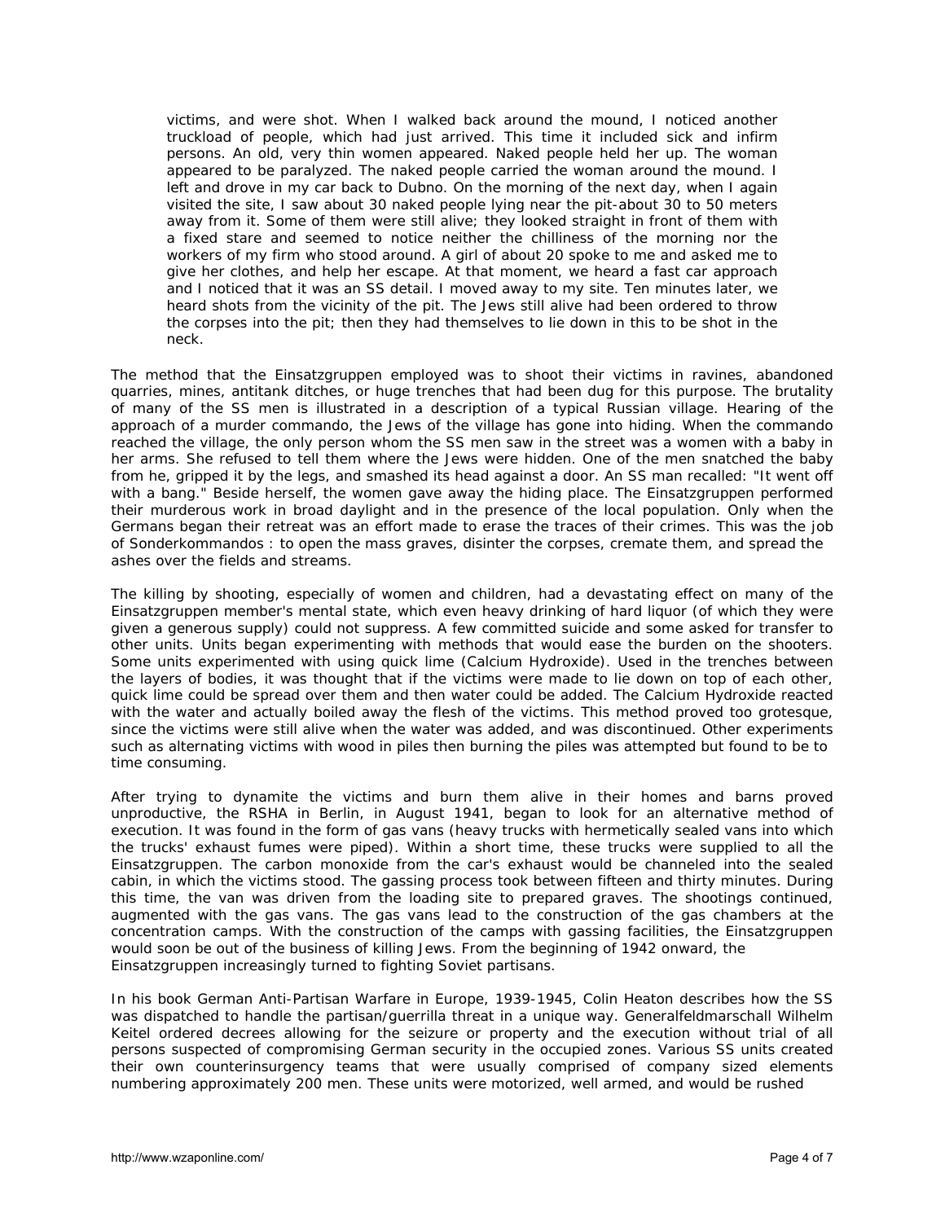> victims, and were shot. When I walked back around the mound, I noticed another truckload of people, which had just arrived. This time it included sick and infirm persons. An old, very thin women appeared. Naked people held her up. The woman appeared to be paralyzed. The naked people carried the woman around the mound. I left and drove in my car back to Dubno. On the morning of the next day, when I again visited the site, I saw about 30 naked people lying near the pit-about 30 to 50 meters away from it. Some of them were still alive; they looked straight in front of them with a fixed stare and seemed to notice neither the chilliness of the morning nor the workers of my firm who stood around. A girl of about 20 spoke to me and asked me to give her clothes, and help her escape. At that moment, we heard a fast car approach and I noticed that it was an SS detail. I moved away to my site. Ten minutes later, we heard shots from the vicinity of the pit. The Jews still alive had been ordered to throw the corpses into the pit; then they had themselves to lie down in this to be shot in the neck.

The method that the Einsatzgruppen employed was to shoot their victims in ravines, abandoned quarries, mines, antitank ditches, or huge trenches that had been dug for this purpose. The brutality of many of the SS men is illustrated in a description of a typical Russian village. Hearing of the approach of a murder commando, the Jews of the village has gone into hiding. When the commando reached the village, the only person whom the SS men saw in the street was a women with a baby in her arms. She refused to tell them where the Jews were hidden. One of the men snatched the baby from he, gripped it by the legs, and smashed its head against a door. An SS man recalled: "It went off with a bang." Beside herself, the women gave away the hiding place. The Einsatzgruppen performed their murderous work in broad daylight and in the presence of the local population. Only when the Germans began their retreat was an effort made to erase the traces of their crimes. This was the job of Sonderkommandos : to open the mass graves, disinter the corpses, cremate them, and spread the ashes over the fields and streams.

The killing by shooting, especially of women and children, had a devastating effect on many of the Einsatzgruppen member's mental state, which even heavy drinking of hard liquor (of which they were given a generous supply) could not suppress. A few committed suicide and some asked for transfer to other units. Units began experimenting with methods that would ease the burden on the shooters. Some units experimented with using quick lime (Calcium Hydroxide). Used in the trenches between the layers of bodies, it was thought that if the victims were made to lie down on top of each other, quick lime could be spread over them and then water could be added. The Calcium Hydroxide reacted with the water and actually boiled away the flesh of the victims. This method proved too grotesque, since the victims were still alive when the water was added, and was discontinued. Other experiments such as alternating victims with wood in piles then burning the piles was attempted but found to be to time consuming.

After trying to dynamite the victims and burn them alive in their homes and barns proved unproductive, the RSHA in Berlin, in August 1941, began to look for an alternative method of execution. It was found in the form of gas vans (heavy trucks with hermetically sealed vans into which the trucks' exhaust fumes were piped). Within a short time, these trucks were supplied to all the Einsatzgruppen. The carbon monoxide from the car's exhaust would be channeled into the sealed cabin, in which the victims stood. The gassing process took between fifteen and thirty minutes. During this time, the van was driven from the loading site to prepared graves. The shootings continued, augmented with the gas vans. The gas vans lead to the construction of the gas chambers at the concentration camps. With the construction of the camps with gassing facilities, the Einsatzgruppen would soon be out of the business of killing Jews. From the beginning of 1942 onward, the Einsatzgruppen increasingly turned to fighting Soviet partisans.

In his book German Anti-Partisan Warfare in Europe, 1939-1945, Colin Heaton describes how the SS was dispatched to handle the partisan/guerrilla threat in a unique way. Generalfeldmarschall Wilhelm Keitel ordered decrees allowing for the seizure or property and the execution without trial of all persons suspected of compromising German security in the occupied zones. Various SS units created their own counterinsurgency teams that were usually comprised of company sized elements numbering approximately 200 men. These units were motorized, well armed, and would be rushed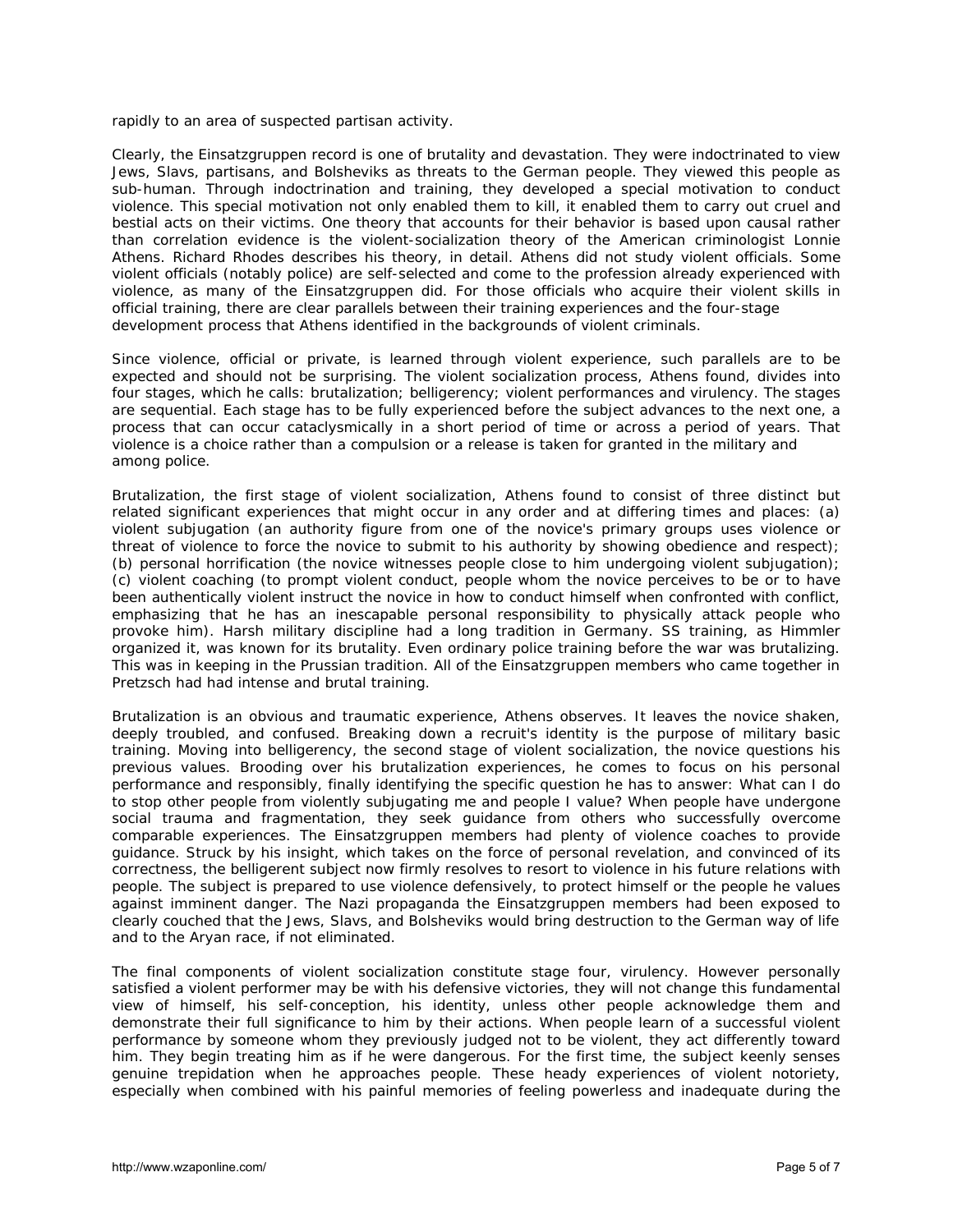rapidly to an area of suspected partisan activity.

Clearly, the Einsatzgruppen record is one of brutality and devastation. They were indoctrinated to view Jews, Slavs, partisans, and Bolsheviks as threats to the German people. They viewed this people as sub-human. Through indoctrination and training, they developed a special motivation to conduct violence. This special motivation not only enabled them to kill, it enabled them to carry out cruel and bestial acts on their victims. One theory that accounts for their behavior is based upon causal rather than correlation evidence is the violent-socialization theory of the American criminologist Lonnie Athens. Richard Rhodes describes his theory, in detail. Athens did not study violent officials. Some violent officials (notably police) are self-selected and come to the profession already experienced with violence, as many of the Einsatzgruppen did. For those officials who acquire their violent skills in official training, there are clear parallels between their training experiences and the four-stage development process that Athens identified in the backgrounds of violent criminals.

Since violence, official or private, is learned through violent experience, such parallels are to be expected and should not be surprising. The violent socialization process, Athens found, divides into four stages, which he calls: brutalization; belligerency; violent performances and virulency. The stages are sequential. Each stage has to be fully experienced before the subject advances to the next one, a process that can occur cataclysmically in a short period of time or across a period of years. That violence is a choice rather than a compulsion or a release is taken for granted in the military and among police.

Brutalization, the first stage of violent socialization, Athens found to consist of three distinct but related significant experiences that might occur in any order and at differing times and places: (a) violent subjugation (an authority figure from one of the novice's primary groups uses violence or threat of violence to force the novice to submit to his authority by showing obedience and respect); (b) personal horrification (the novice witnesses people close to him undergoing violent subjugation); (c) violent coaching (to prompt violent conduct, people whom the novice perceives to be or to have been authentically violent instruct the novice in how to conduct himself when confronted with conflict, emphasizing that he has an inescapable personal responsibility to physically attack people who provoke him). Harsh military discipline had a long tradition in Germany. SS training, as Himmler organized it, was known for its brutality. Even ordinary police training before the war was brutalizing. This was in keeping in the Prussian tradition. All of the Einsatzgruppen members who came together in Pretzsch had had intense and brutal training.

Brutalization is an obvious and traumatic experience, Athens observes. It leaves the novice shaken, deeply troubled, and confused. Breaking down a recruit's identity is the purpose of military basic training. Moving into belligerency, the second stage of violent socialization, the novice questions his previous values. Brooding over his brutalization experiences, he comes to focus on his personal performance and responsibly, finally identifying the specific question he has to answer: What can I do to stop other people from violently subjugating me and people I value? When people have undergone social trauma and fragmentation, they seek guidance from others who successfully overcome comparable experiences. The Einsatzgruppen members had plenty of violence coaches to provide guidance. Struck by his insight, which takes on the force of personal revelation, and convinced of its correctness, the belligerent subject now firmly resolves to resort to violence in his future relations with people. The subject is prepared to use violence defensively, to protect himself or the people he values against imminent danger. The Nazi propaganda the Einsatzgruppen members had been exposed to clearly couched that the Jews, Slavs, and Bolsheviks would bring destruction to the German way of life and to the Aryan race, if not eliminated.

The final components of violent socialization constitute stage four, virulency. However personally satisfied a violent performer may be with his defensive victories, they will not change this fundamental view of himself, his self-conception, his identity, unless other people acknowledge them and demonstrate their full significance to him by their actions. When people learn of a successful violent performance by someone whom they previously judged not to be violent, they act differently toward him. They begin treating him as if he were dangerous. For the first time, the subject keenly senses genuine trepidation when he approaches people. These heady experiences of violent notoriety, especially when combined with his painful memories of feeling powerless and inadequate during the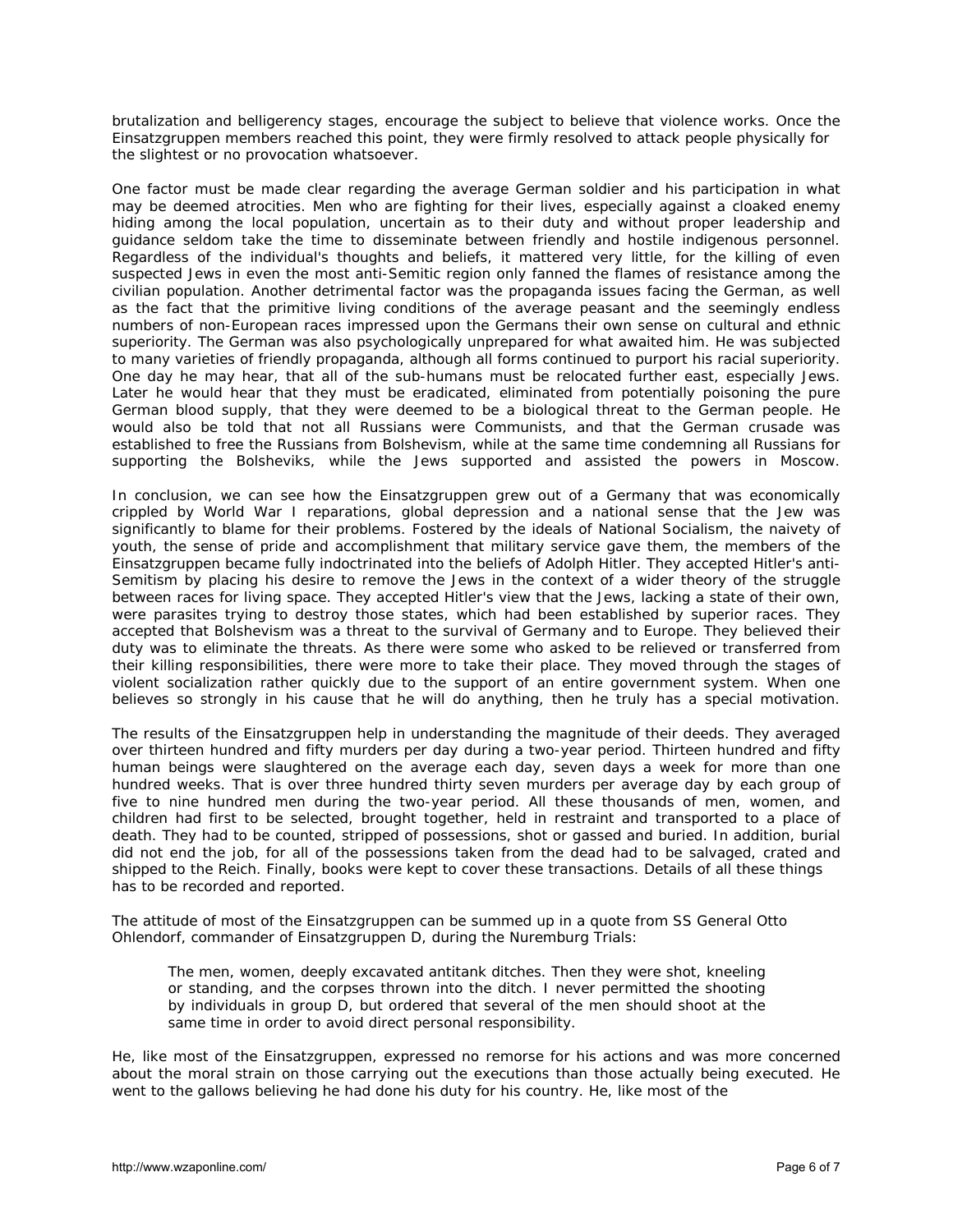brutalization and belligerency stages, encourage the subject to believe that violence works. Once the Einsatzgruppen members reached this point, they were firmly resolved to attack people physically for the slightest or no provocation whatsoever.

One factor must be made clear regarding the average German soldier and his participation in what may be deemed atrocities. Men who are fighting for their lives, especially against a cloaked enemy hiding among the local population, uncertain as to their duty and without proper leadership and guidance seldom take the time to disseminate between friendly and hostile indigenous personnel. Regardless of the individual's thoughts and beliefs, it mattered very little, for the killing of even suspected Jews in even the most anti-Semitic region only fanned the flames of resistance among the civilian population. Another detrimental factor was the propaganda issues facing the German, as well as the fact that the primitive living conditions of the average peasant and the seemingly endless numbers of non-European races impressed upon the Germans their own sense on cultural and ethnic superiority. The German was also psychologically unprepared for what awaited him. He was subjected to many varieties of friendly propaganda, although all forms continued to purport his racial superiority. One day he may hear, that all of the sub-humans must be relocated further east, especially Jews. Later he would hear that they must be eradicated, eliminated from potentially poisoning the pure German blood supply, that they were deemed to be a biological threat to the German people. He would also be told that not all Russians were Communists, and that the German crusade was established to free the Russians from Bolshevism, while at the same time condemning all Russians for supporting the Bolsheviks, while the Jews supported and assisted the powers in Moscow.

In conclusion, we can see how the Einsatzgruppen grew out of a Germany that was economically crippled by World War I reparations, global depression and a national sense that the Jew was significantly to blame for their problems. Fostered by the ideals of National Socialism, the naivety of youth, the sense of pride and accomplishment that military service gave them, the members of the Einsatzgruppen became fully indoctrinated into the beliefs of Adolph Hitler. They accepted Hitler's anti-Semitism by placing his desire to remove the Jews in the context of a wider theory of the struggle between races for living space. They accepted Hitler's view that the Jews, lacking a state of their own, were parasites trying to destroy those states, which had been established by superior races. They accepted that Bolshevism was a threat to the survival of Germany and to Europe. They believed their duty was to eliminate the threats. As there were some who asked to be relieved or transferred from their killing responsibilities, there were more to take their place. They moved through the stages of violent socialization rather quickly due to the support of an entire government system. When one believes so strongly in his cause that he will do anything, then he truly has a special motivation.

The results of the Einsatzgruppen help in understanding the magnitude of their deeds. They averaged over thirteen hundred and fifty murders per day during a two-year period. Thirteen hundred and fifty human beings were slaughtered on the average each day, seven days a week for more than one hundred weeks. That is over three hundred thirty seven murders per average day by each group of five to nine hundred men during the two-year period. All these thousands of men, women, and children had first to be selected, brought together, held in restraint and transported to a place of death. They had to be counted, stripped of possessions, shot or gassed and buried. In addition, burial did not end the job, for all of the possessions taken from the dead had to be salvaged, crated and shipped to the Reich. Finally, books were kept to cover these transactions. Details of all these things has to be recorded and reported.

The attitude of most of the Einsatzgruppen can be summed up in a quote from SS General Otto Ohlendorf, commander of Einsatzgruppen D, during the Nuremburg Trials:

> The men, women, deeply excavated antitank ditches. Then they were shot, kneeling or standing, and the corpses thrown into the ditch. I never permitted the shooting by individuals in group D, but ordered that several of the men should shoot at the same time in order to avoid direct personal responsibility.

He, like most of the Einsatzgruppen, expressed no remorse for his actions and was more concerned about the moral strain on those carrying out the executions than those actually being executed. He went to the gallows believing he had done his duty for his country. He, like most of the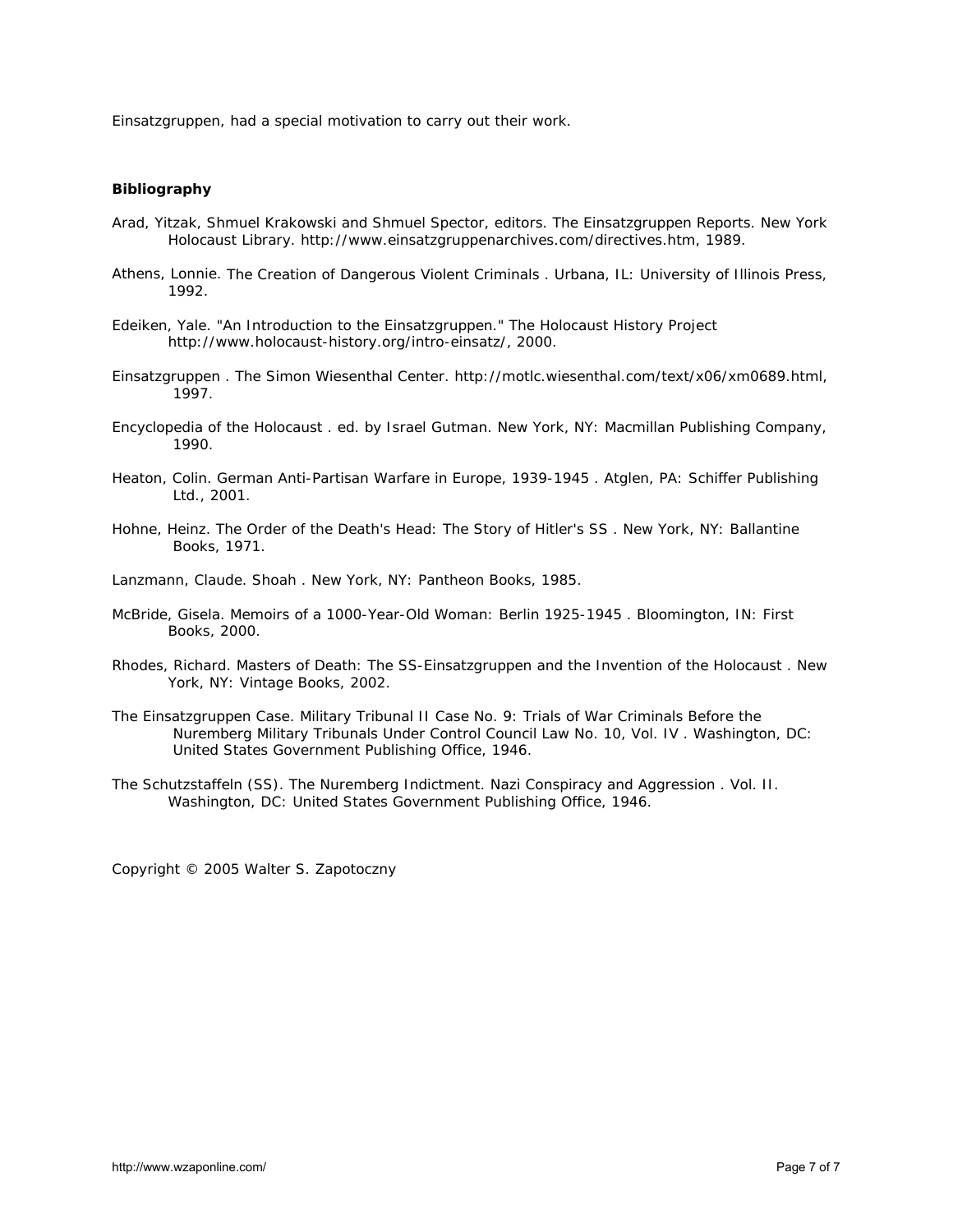Einsatzgruppen, had a special motivation to carry out their work.

**Bibliography**

Arad, Yitzak, Shmuel Krakowski and Shmuel Spector, editors. The Einsatzgruppen Reports. New York Holocaust Library. http://www.einsatzgruppenarchives.com/directives.htm, 1989.

Athens, Lonnie. The Creation of Dangerous Violent Criminals . Urbana, IL: University of Illinois Press, 1992.

Edeiken, Yale. "An Introduction to the Einsatzgruppen." The Holocaust History Project http://www.holocaust-history.org/intro-einsatz/, 2000.

Einsatzgruppen . The Simon Wiesenthal Center. http://motlc.wiesenthal.com/text/x06/xm0689.html, 1997.

Encyclopedia of the Holocaust . ed. by Israel Gutman. New York, NY: Macmillan Publishing Company, 1990.

Heaton, Colin. German Anti-Partisan Warfare in Europe, 1939-1945 . Atglen, PA: Schiffer Publishing Ltd., 2001.

Hohne, Heinz. The Order of the Death's Head: The Story of Hitler's SS . New York, NY: Ballantine Books, 1971.

Lanzmann, Claude. Shoah . New York, NY: Pantheon Books, 1985.

McBride, Gisela. Memoirs of a 1000-Year-Old Woman: Berlin 1925-1945 . Bloomington, IN: First Books, 2000.

Rhodes, Richard. Masters of Death: The SS-Einsatzgruppen and the Invention of the Holocaust . New York, NY: Vintage Books, 2002.

The Einsatzgruppen Case. Military Tribunal II Case No. 9: Trials of War Criminals Before the Nuremberg Military Tribunals Under Control Council Law No. 10, Vol. IV . Washington, DC: United States Government Publishing Office, 1946.

The Schutzstaffeln (SS). The Nuremberg Indictment. Nazi Conspiracy and Aggression . Vol. II. Washington, DC: United States Government Publishing Office, 1946.

Copyright © 2005 Walter S. Zapotoczny